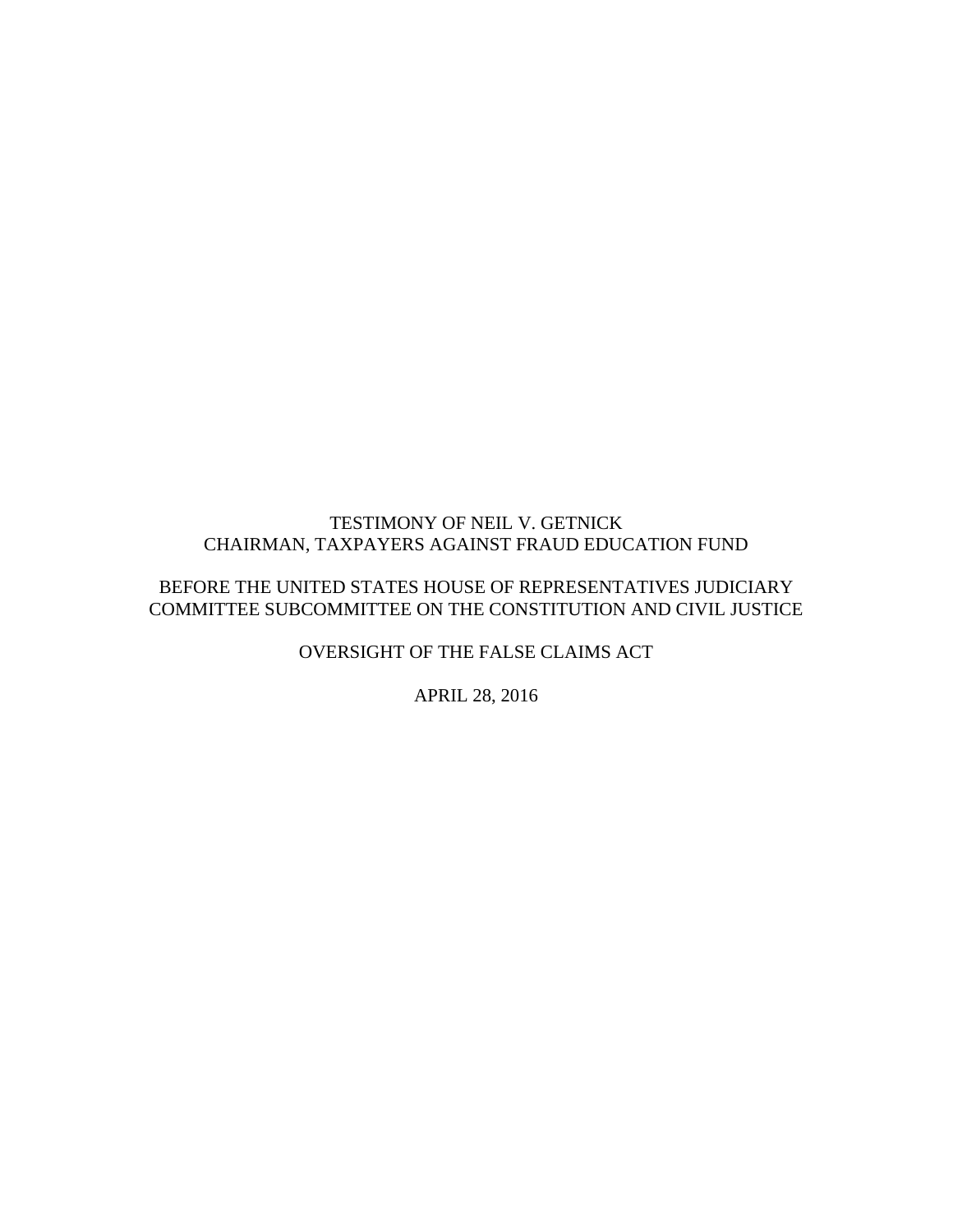TESTIMONY OF NEIL V. GETNICK
CHAIRMAN, TAXPAYERS AGAINST FRAUD EDUCATION FUND

BEFORE THE UNITED STATES HOUSE OF REPRESENTATIVES JUDICIARY COMMITTEE SUBCOMMITTEE ON THE CONSTITUTION AND CIVIL JUSTICE

OVERSIGHT OF THE FALSE CLAIMS ACT

APRIL 28, 2016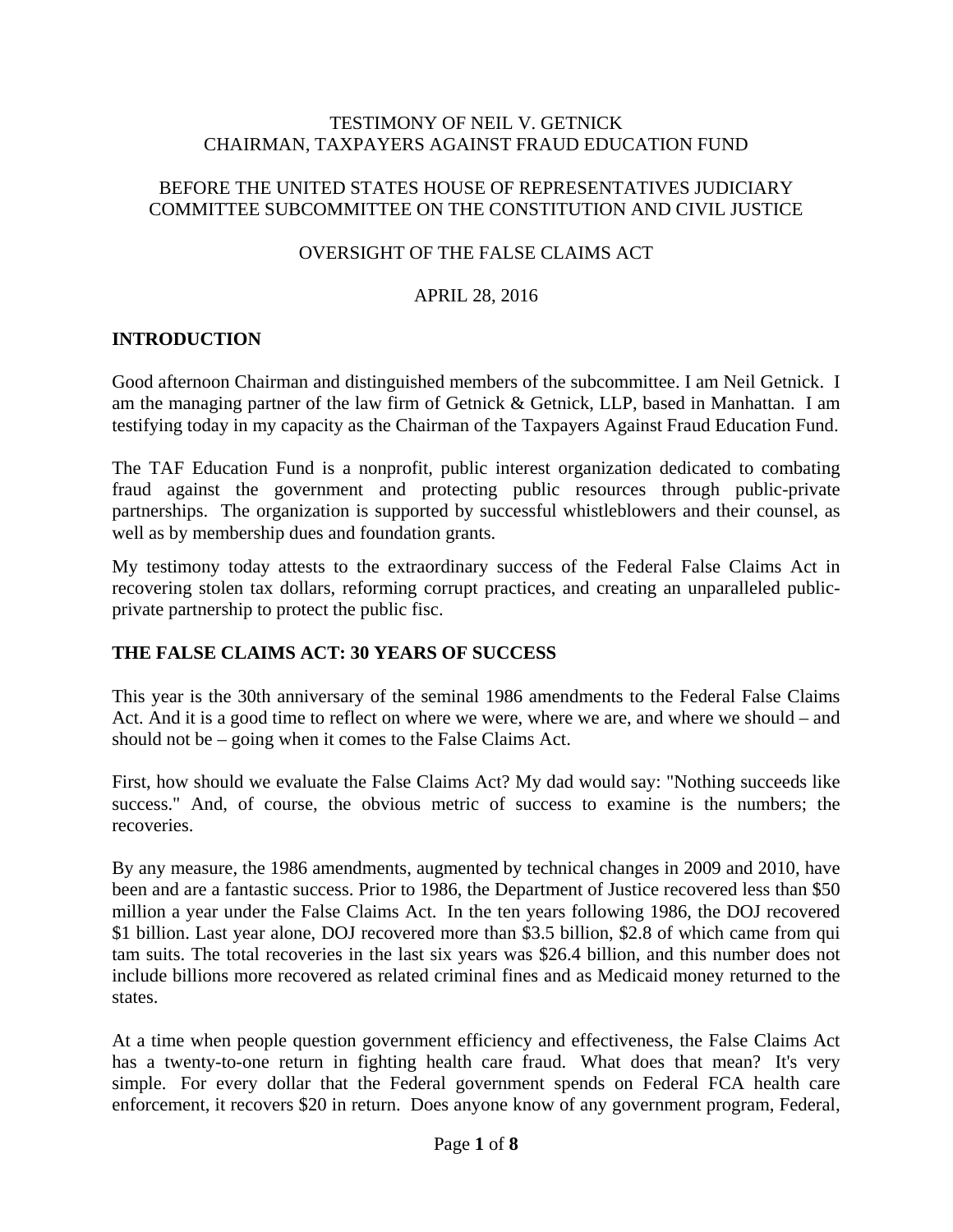TESTIMONY OF NEIL V. GETNICK
CHAIRMAN, TAXPAYERS AGAINST FRAUD EDUCATION FUND

BEFORE THE UNITED STATES HOUSE OF REPRESENTATIVES JUDICIARY COMMITTEE SUBCOMMITTEE ON THE CONSTITUTION AND CIVIL JUSTICE

OVERSIGHT OF THE FALSE CLAIMS ACT

APRIL 28, 2016

## INTRODUCTION

Good afternoon Chairman and distinguished members of the subcommittee. I am Neil Getnick. I am the managing partner of the law firm of Getnick & Getnick, LLP, based in Manhattan. I am testifying today in my capacity as the Chairman of the Taxpayers Against Fraud Education Fund.

The TAF Education Fund is a nonprofit, public interest organization dedicated to combating fraud against the government and protecting public resources through public-private partnerships. The organization is supported by successful whistleblowers and their counsel, as well as by membership dues and foundation grants.

My testimony today attests to the extraordinary success of the Federal False Claims Act in recovering stolen tax dollars, reforming corrupt practices, and creating an unparalleled public-private partnership to protect the public fisc.

## THE FALSE CLAIMS ACT: 30 YEARS OF SUCCESS

This year is the 30th anniversary of the seminal 1986 amendments to the Federal False Claims Act. And it is a good time to reflect on where we were, where we are, and where we should – and should not be – going when it comes to the False Claims Act.

First, how should we evaluate the False Claims Act? My dad would say: "Nothing succeeds like success." And, of course, the obvious metric of success to examine is the numbers; the recoveries.

By any measure, the 1986 amendments, augmented by technical changes in 2009 and 2010, have been and are a fantastic success. Prior to 1986, the Department of Justice recovered less than $50 million a year under the False Claims Act. In the ten years following 1986, the DOJ recovered $1 billion. Last year alone, DOJ recovered more than $3.5 billion, $2.8 of which came from qui tam suits. The total recoveries in the last six years was $26.4 billion, and this number does not include billions more recovered as related criminal fines and as Medicaid money returned to the states.

At a time when people question government efficiency and effectiveness, the False Claims Act has a twenty-to-one return in fighting health care fraud. What does that mean? It's very simple. For every dollar that the Federal government spends on Federal FCA health care enforcement, it recovers $20 in return. Does anyone know of any government program, Federal,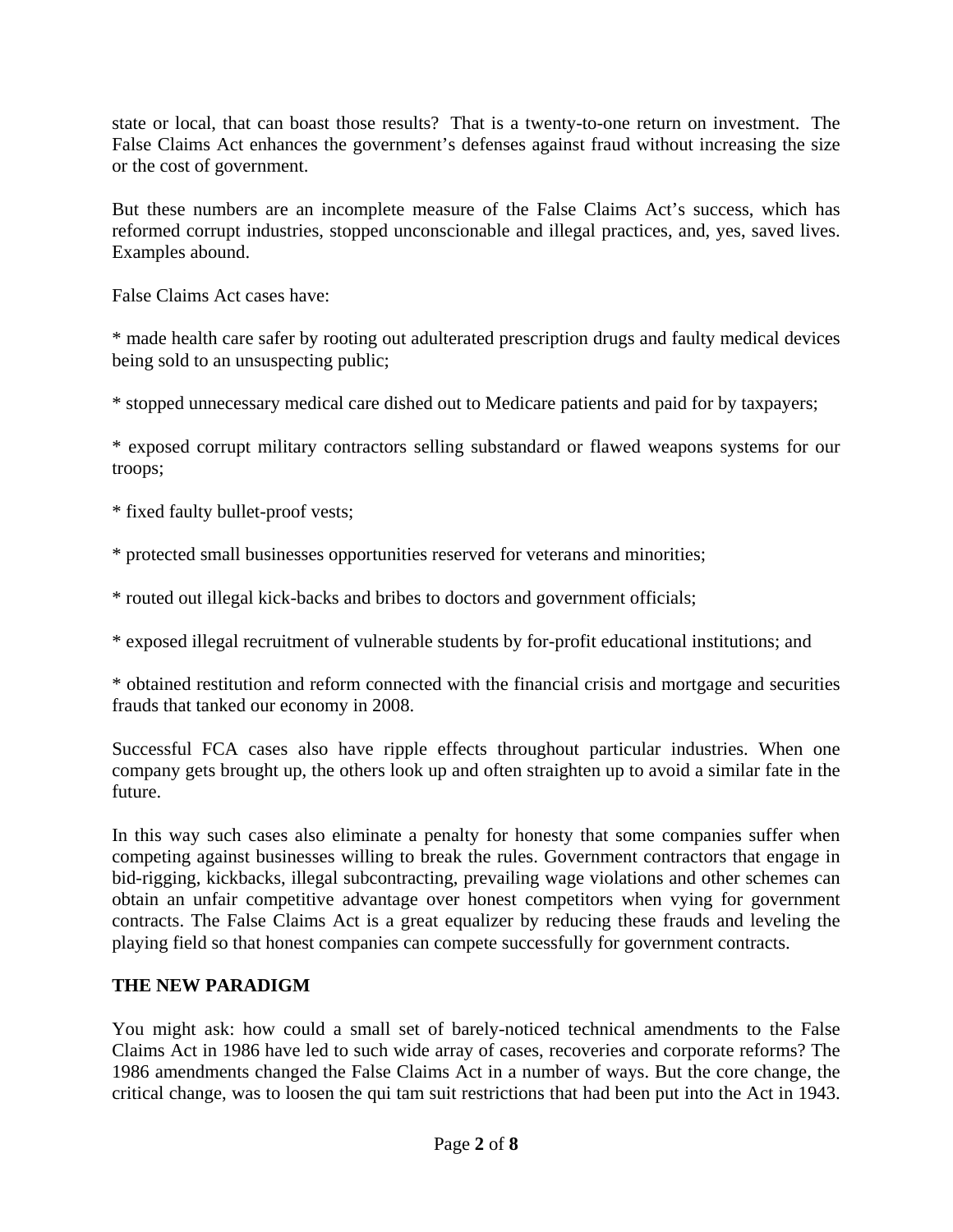state or local, that can boast those results? That is a twenty-to-one return on investment. The False Claims Act enhances the government's defenses against fraud without increasing the size or the cost of government.

But these numbers are an incomplete measure of the False Claims Act's success, which has reformed corrupt industries, stopped unconscionable and illegal practices, and, yes, saved lives. Examples abound.

False Claims Act cases have:

* made health care safer by rooting out adulterated prescription drugs and faulty medical devices being sold to an unsuspecting public;

* stopped unnecessary medical care dished out to Medicare patients and paid for by taxpayers;

* exposed corrupt military contractors selling substandard or flawed weapons systems for our troops;

* fixed faulty bullet-proof vests;

* protected small businesses opportunities reserved for veterans and minorities;

* routed out illegal kick-backs and bribes to doctors and government officials;

* exposed illegal recruitment of vulnerable students by for-profit educational institutions; and

* obtained restitution and reform connected with the financial crisis and mortgage and securities frauds that tanked our economy in 2008.

Successful FCA cases also have ripple effects throughout particular industries. When one company gets brought up, the others look up and often straighten up to avoid a similar fate in the future.

In this way such cases also eliminate a penalty for honesty that some companies suffer when competing against businesses willing to break the rules. Government contractors that engage in bid-rigging, kickbacks, illegal subcontracting, prevailing wage violations and other schemes can obtain an unfair competitive advantage over honest competitors when vying for government contracts. The False Claims Act is a great equalizer by reducing these frauds and leveling the playing field so that honest companies can compete successfully for government contracts.

## THE NEW PARADIGM

You might ask: how could a small set of barely-noticed technical amendments to the False Claims Act in 1986 have led to such wide array of cases, recoveries and corporate reforms? The 1986 amendments changed the False Claims Act in a number of ways. But the core change, the critical change, was to loosen the qui tam suit restrictions that had been put into the Act in 1943.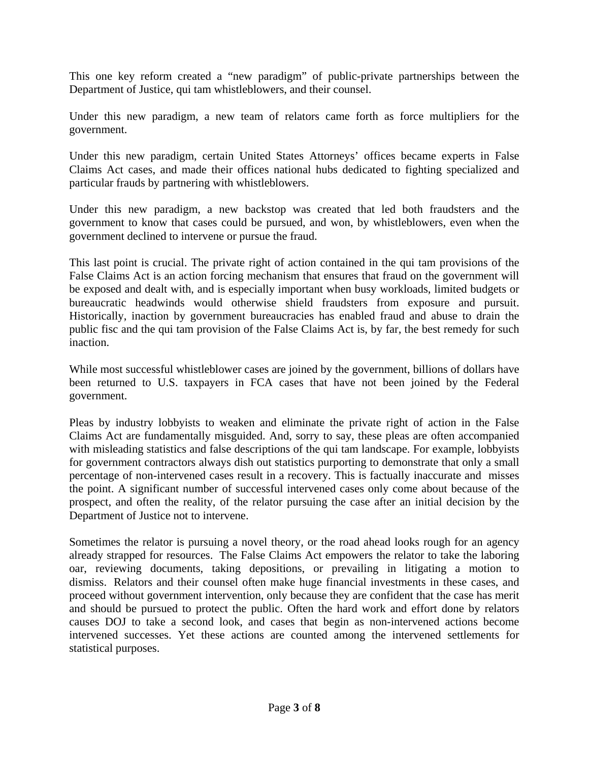This one key reform created a “new paradigm” of public-private partnerships between the Department of Justice, qui tam whistleblowers, and their counsel.

Under this new paradigm, a new team of relators came forth as force multipliers for the government.

Under this new paradigm, certain United States Attorneys’ offices became experts in False Claims Act cases, and made their offices national hubs dedicated to fighting specialized and particular frauds by partnering with whistleblowers.

Under this new paradigm, a new backstop was created that led both fraudsters and the government to know that cases could be pursued, and won, by whistleblowers, even when the government declined to intervene or pursue the fraud.

This last point is crucial. The private right of action contained in the qui tam provisions of the False Claims Act is an action forcing mechanism that ensures that fraud on the government will be exposed and dealt with, and is especially important when busy workloads, limited budgets or bureaucratic headwinds would otherwise shield fraudsters from exposure and pursuit. Historically, inaction by government bureaucracies has enabled fraud and abuse to drain the public fisc and the qui tam provision of the False Claims Act is, by far, the best remedy for such inaction.

While most successful whistleblower cases are joined by the government, billions of dollars have been returned to U.S. taxpayers in FCA cases that have not been joined by the Federal government.

Pleas by industry lobbyists to weaken and eliminate the private right of action in the False Claims Act are fundamentally misguided. And, sorry to say, these pleas are often accompanied with misleading statistics and false descriptions of the qui tam landscape. For example, lobbyists for government contractors always dish out statistics purporting to demonstrate that only a small percentage of non-intervened cases result in a recovery. This is factually inaccurate and misses the point. A significant number of successful intervened cases only come about because of the prospect, and often the reality, of the relator pursuing the case after an initial decision by the Department of Justice not to intervene.

Sometimes the relator is pursuing a novel theory, or the road ahead looks rough for an agency already strapped for resources. The False Claims Act empowers the relator to take the laboring oar, reviewing documents, taking depositions, or prevailing in litigating a motion to dismiss. Relators and their counsel often make huge financial investments in these cases, and proceed without government intervention, only because they are confident that the case has merit and should be pursued to protect the public. Often the hard work and effort done by relators causes DOJ to take a second look, and cases that begin as non-intervened actions become intervened successes. Yet these actions are counted among the intervened settlements for statistical purposes.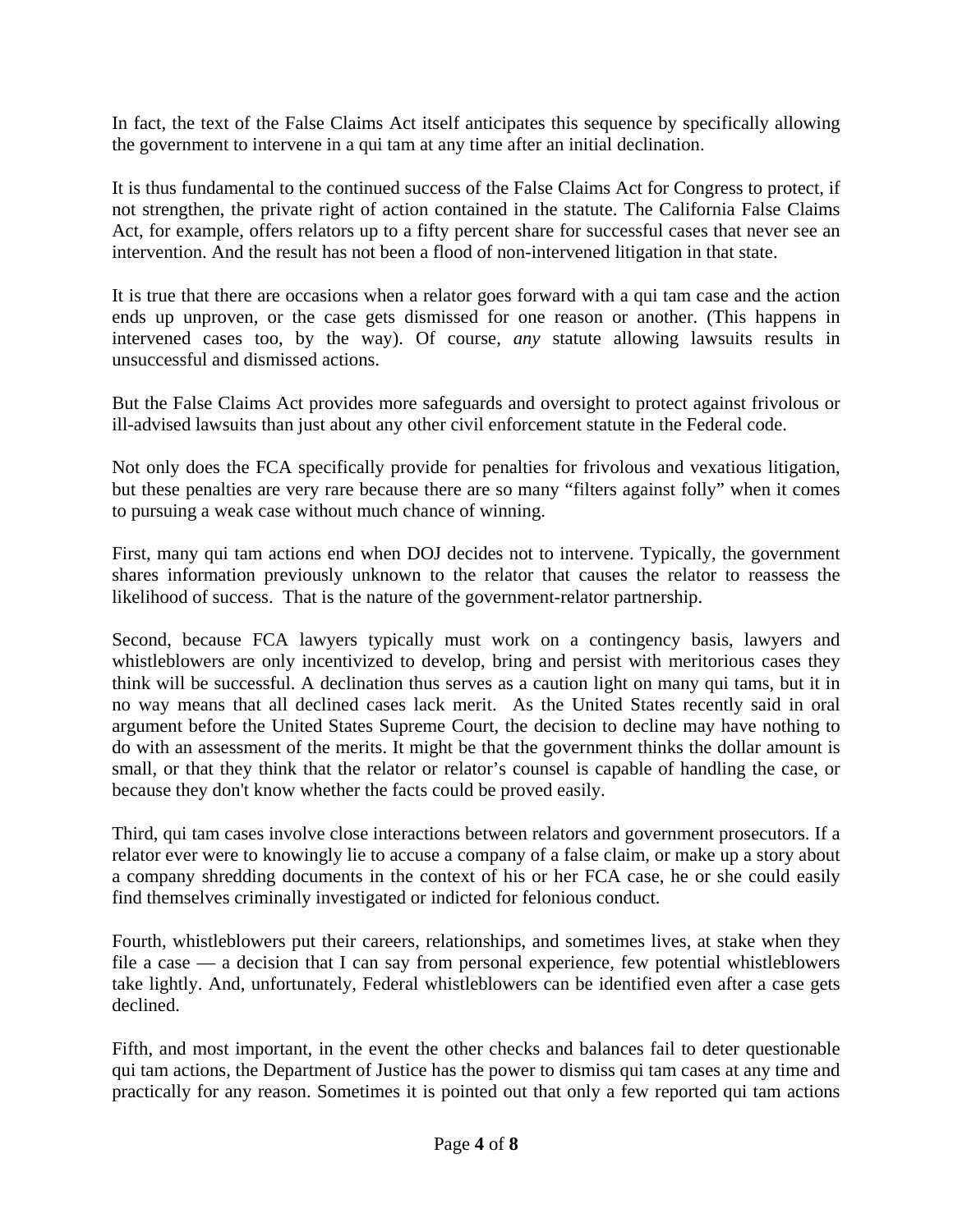In fact, the text of the False Claims Act itself anticipates this sequence by specifically allowing the government to intervene in a qui tam at any time after an initial declination.

It is thus fundamental to the continued success of the False Claims Act for Congress to protect, if not strengthen, the private right of action contained in the statute. The California False Claims Act, for example, offers relators up to a fifty percent share for successful cases that never see an intervention. And the result has not been a flood of non-intervened litigation in that state.

It is true that there are occasions when a relator goes forward with a qui tam case and the action ends up unproven, or the case gets dismissed for one reason or another. (This happens in intervened cases too, by the way). Of course, *any* statute allowing lawsuits results in unsuccessful and dismissed actions.

But the False Claims Act provides more safeguards and oversight to protect against frivolous or ill-advised lawsuits than just about any other civil enforcement statute in the Federal code.

Not only does the FCA specifically provide for penalties for frivolous and vexatious litigation, but these penalties are very rare because there are so many "filters against folly" when it comes to pursuing a weak case without much chance of winning.

First, many qui tam actions end when DOJ decides not to intervene. Typically, the government shares information previously unknown to the relator that causes the relator to reassess the likelihood of success. That is the nature of the government-relator partnership.

Second, because FCA lawyers typically must work on a contingency basis, lawyers and whistleblowers are only incentivized to develop, bring and persist with meritorious cases they think will be successful. A declination thus serves as a caution light on many qui tams, but it in no way means that all declined cases lack merit. As the United States recently said in oral argument before the United States Supreme Court, the decision to decline may have nothing to do with an assessment of the merits. It might be that the government thinks the dollar amount is small, or that they think that the relator or relator's counsel is capable of handling the case, or because they don't know whether the facts could be proved easily.

Third, qui tam cases involve close interactions between relators and government prosecutors. If a relator ever were to knowingly lie to accuse a company of a false claim, or make up a story about a company shredding documents in the context of his or her FCA case, he or she could easily find themselves criminally investigated or indicted for felonious conduct.

Fourth, whistleblowers put their careers, relationships, and sometimes lives, at stake when they file a case — a decision that I can say from personal experience, few potential whistleblowers take lightly. And, unfortunately, Federal whistleblowers can be identified even after a case gets declined.

Fifth, and most important, in the event the other checks and balances fail to deter questionable qui tam actions, the Department of Justice has the power to dismiss qui tam cases at any time and practically for any reason. Sometimes it is pointed out that only a few reported qui tam actions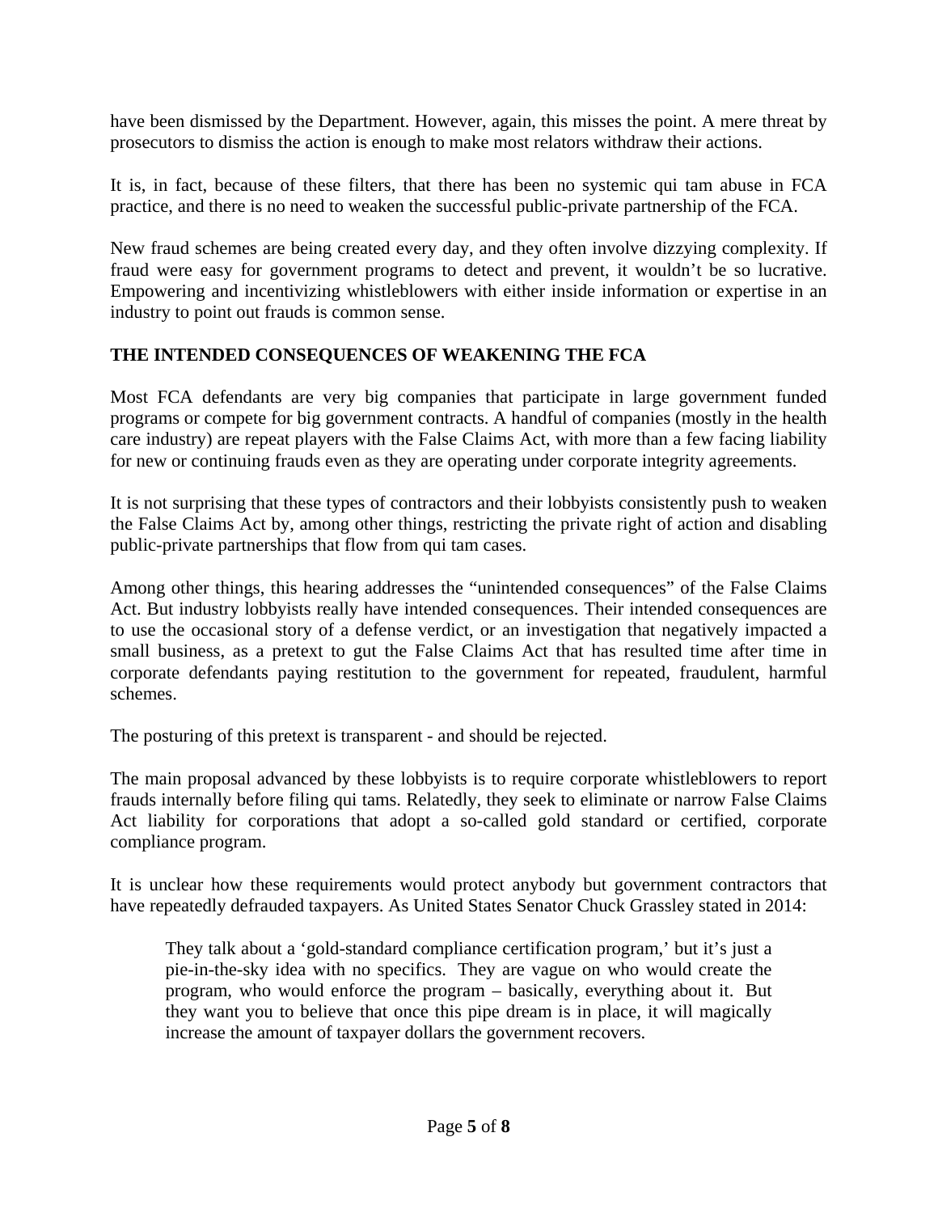have been dismissed by the Department. However, again, this misses the point. A mere threat by prosecutors to dismiss the action is enough to make most relators withdraw their actions.

It is, in fact, because of these filters, that there has been no systemic qui tam abuse in FCA practice, and there is no need to weaken the successful public-private partnership of the FCA.

New fraud schemes are being created every day, and they often involve dizzying complexity. If fraud were easy for government programs to detect and prevent, it wouldn't be so lucrative. Empowering and incentivizing whistleblowers with either inside information or expertise in an industry to point out frauds is common sense.

**THE INTENDED CONSEQUENCES OF WEAKENING THE FCA**

Most FCA defendants are very big companies that participate in large government funded programs or compete for big government contracts. A handful of companies (mostly in the health care industry) are repeat players with the False Claims Act, with more than a few facing liability for new or continuing frauds even as they are operating under corporate integrity agreements.

It is not surprising that these types of contractors and their lobbyists consistently push to weaken the False Claims Act by, among other things, restricting the private right of action and disabling public-private partnerships that flow from qui tam cases.

Among other things, this hearing addresses the "unintended consequences" of the False Claims Act. But industry lobbyists really have intended consequences. Their intended consequences are to use the occasional story of a defense verdict, or an investigation that negatively impacted a small business, as a pretext to gut the False Claims Act that has resulted time after time in corporate defendants paying restitution to the government for repeated, fraudulent, harmful schemes.

The posturing of this pretext is transparent - and should be rejected.

The main proposal advanced by these lobbyists is to require corporate whistleblowers to report frauds internally before filing qui tams. Relatedly, they seek to eliminate or narrow False Claims Act liability for corporations that adopt a so-called gold standard or certified, corporate compliance program.

It is unclear how these requirements would protect anybody but government contractors that have repeatedly defrauded taxpayers. As United States Senator Chuck Grassley stated in 2014:

> They talk about a 'gold-standard compliance certification program,' but it's just a pie-in-the-sky idea with no specifics. They are vague on who would create the program, who would enforce the program – basically, everything about it. But they want you to believe that once this pipe dream is in place, it will magically increase the amount of taxpayer dollars the government recovers.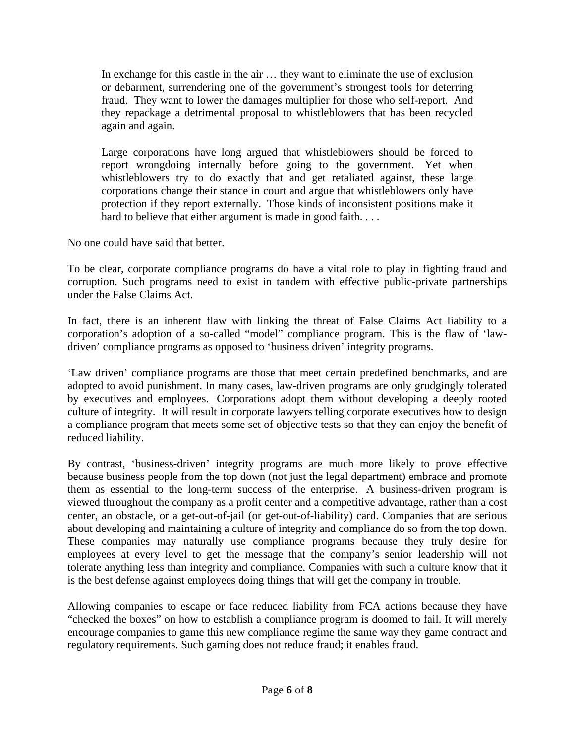> In exchange for this castle in the air … they want to eliminate the use of exclusion or debarment, surrendering one of the government's strongest tools for deterring fraud. They want to lower the damages multiplier for those who self-report. And they repackage a detrimental proposal to whistleblowers that has been recycled again and again.
>
> Large corporations have long argued that whistleblowers should be forced to report wrongdoing internally before going to the government. Yet when whistleblowers try to do exactly that and get retaliated against, these large corporations change their stance in court and argue that whistleblowers only have protection if they report externally. Those kinds of inconsistent positions make it hard to believe that either argument is made in good faith. . . .

No one could have said that better.

To be clear, corporate compliance programs do have a vital role to play in fighting fraud and corruption. Such programs need to exist in tandem with effective public-private partnerships under the False Claims Act.

In fact, there is an inherent flaw with linking the threat of False Claims Act liability to a corporation's adoption of a so-called "model" compliance program. This is the flaw of 'law-driven' compliance programs as opposed to 'business driven' integrity programs.

'Law driven' compliance programs are those that meet certain predefined benchmarks, and are adopted to avoid punishment. In many cases, law-driven programs are only grudgingly tolerated by executives and employees. Corporations adopt them without developing a deeply rooted culture of integrity. It will result in corporate lawyers telling corporate executives how to design a compliance program that meets some set of objective tests so that they can enjoy the benefit of reduced liability.

By contrast, 'business-driven' integrity programs are much more likely to prove effective because business people from the top down (not just the legal department) embrace and promote them as essential to the long-term success of the enterprise. A business-driven program is viewed throughout the company as a profit center and a competitive advantage, rather than a cost center, an obstacle, or a get-out-of-jail (or get-out-of-liability) card. Companies that are serious about developing and maintaining a culture of integrity and compliance do so from the top down. These companies may naturally use compliance programs because they truly desire for employees at every level to get the message that the company's senior leadership will not tolerate anything less than integrity and compliance. Companies with such a culture know that it is the best defense against employees doing things that will get the company in trouble.

Allowing companies to escape or face reduced liability from FCA actions because they have "checked the boxes" on how to establish a compliance program is doomed to fail. It will merely encourage companies to game this new compliance regime the same way they game contract and regulatory requirements. Such gaming does not reduce fraud; it enables fraud.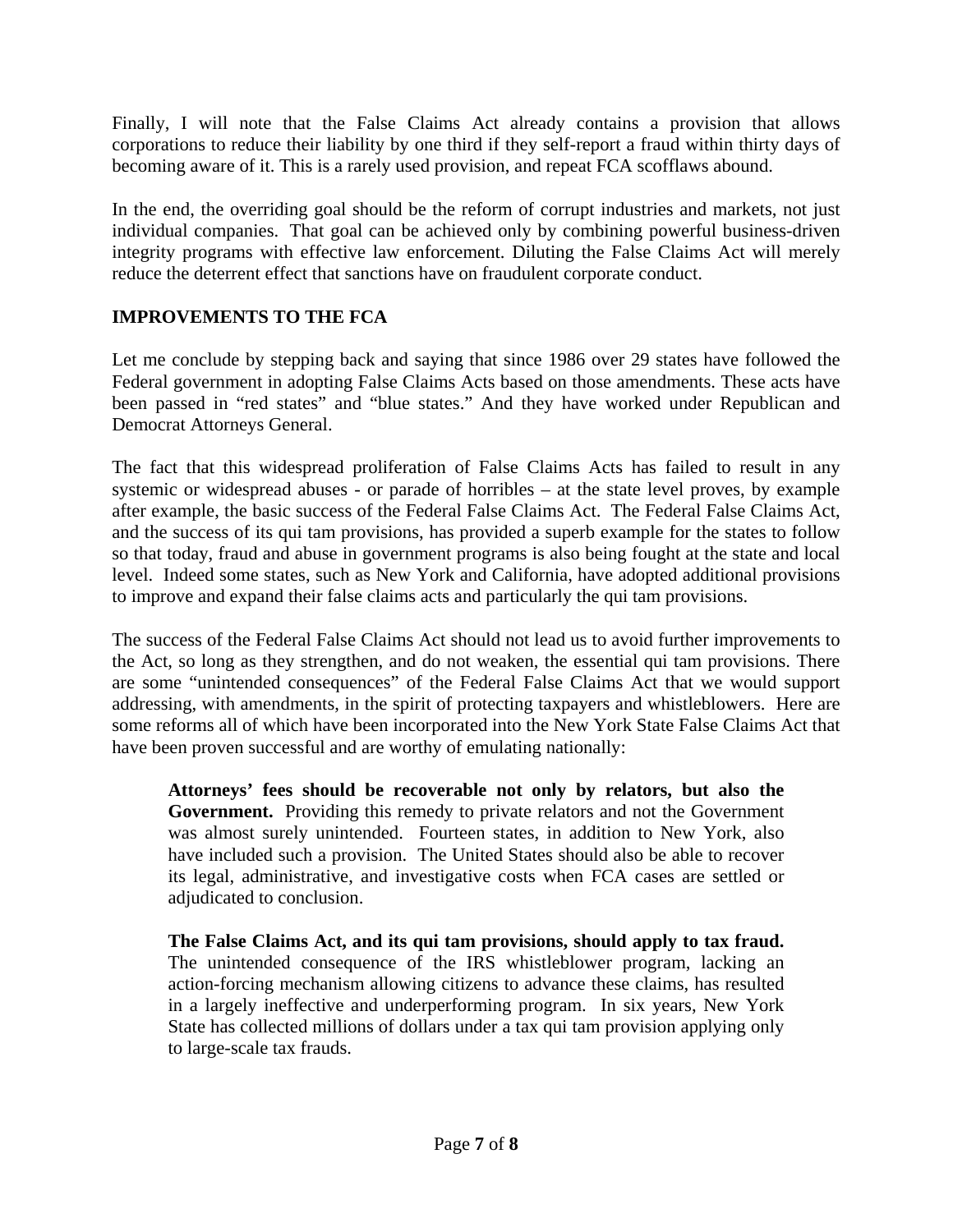Finally, I will note that the False Claims Act already contains a provision that allows corporations to reduce their liability by one third if they self-report a fraud within thirty days of becoming aware of it. This is a rarely used provision, and repeat FCA scofflaws abound.

In the end, the overriding goal should be the reform of corrupt industries and markets, not just individual companies. That goal can be achieved only by combining powerful business-driven integrity programs with effective law enforcement. Diluting the False Claims Act will merely reduce the deterrent effect that sanctions have on fraudulent corporate conduct.

## IMPROVEMENTS TO THE FCA

Let me conclude by stepping back and saying that since 1986 over 29 states have followed the Federal government in adopting False Claims Acts based on those amendments. These acts have been passed in "red states" and "blue states." And they have worked under Republican and Democrat Attorneys General.

The fact that this widespread proliferation of False Claims Acts has failed to result in any systemic or widespread abuses - or parade of horribles – at the state level proves, by example after example, the basic success of the Federal False Claims Act. The Federal False Claims Act, and the success of its qui tam provisions, has provided a superb example for the states to follow so that today, fraud and abuse in government programs is also being fought at the state and local level. Indeed some states, such as New York and California, have adopted additional provisions to improve and expand their false claims acts and particularly the qui tam provisions.

The success of the Federal False Claims Act should not lead us to avoid further improvements to the Act, so long as they strengthen, and do not weaken, the essential qui tam provisions. There are some "unintended consequences" of the Federal False Claims Act that we would support addressing, with amendments, in the spirit of protecting taxpayers and whistleblowers. Here are some reforms all of which have been incorporated into the New York State False Claims Act that have been proven successful and are worthy of emulating nationally:

> **Attorneys' fees should be recoverable not only by relators, but also the Government.** Providing this remedy to private relators and not the Government was almost surely unintended. Fourteen states, in addition to New York, also have included such a provision. The United States should also be able to recover its legal, administrative, and investigative costs when FCA cases are settled or adjudicated to conclusion.
>
> **The False Claims Act, and its qui tam provisions, should apply to tax fraud.** The unintended consequence of the IRS whistleblower program, lacking an action-forcing mechanism allowing citizens to advance these claims, has resulted in a largely ineffective and underperforming program. In six years, New York State has collected millions of dollars under a tax qui tam provision applying only to large-scale tax frauds.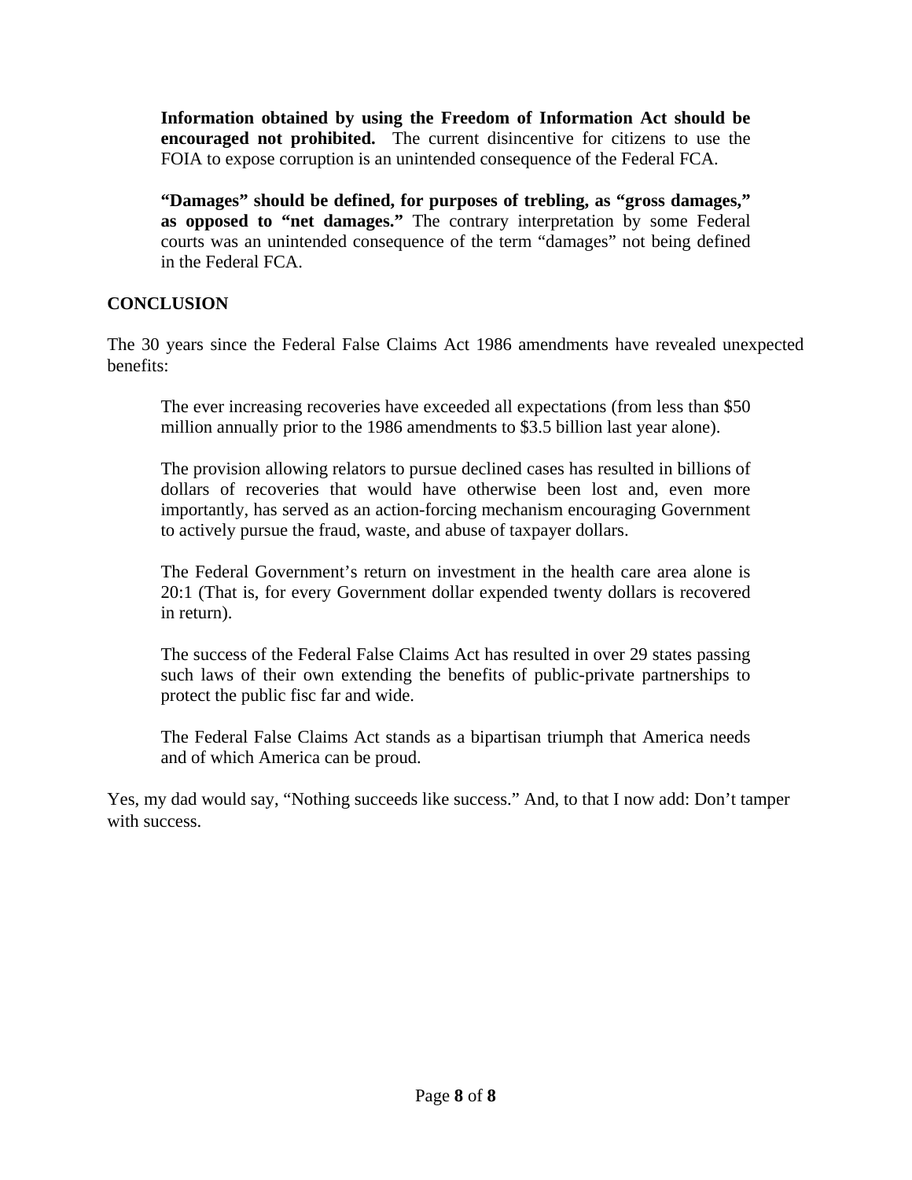**Information obtained by using the Freedom of Information Act should be encouraged not prohibited.** The current disincentive for citizens to use the FOIA to expose corruption is an unintended consequence of the Federal FCA.

**"Damages" should be defined, for purposes of trebling, as "gross damages," as opposed to "net damages."** The contrary interpretation by some Federal courts was an unintended consequence of the term "damages" not being defined in the Federal FCA.

## CONCLUSION

The 30 years since the Federal False Claims Act 1986 amendments have revealed unexpected benefits:

The ever increasing recoveries have exceeded all expectations (from less than $50 million annually prior to the 1986 amendments to $3.5 billion last year alone).

The provision allowing relators to pursue declined cases has resulted in billions of dollars of recoveries that would have otherwise been lost and, even more importantly, has served as an action-forcing mechanism encouraging Government to actively pursue the fraud, waste, and abuse of taxpayer dollars.

The Federal Government's return on investment in the health care area alone is 20:1 (That is, for every Government dollar expended twenty dollars is recovered in return).

The success of the Federal False Claims Act has resulted in over 29 states passing such laws of their own extending the benefits of public-private partnerships to protect the public fisc far and wide.

The Federal False Claims Act stands as a bipartisan triumph that America needs and of which America can be proud.

Yes, my dad would say, "Nothing succeeds like success." And, to that I now add: Don't tamper with success.